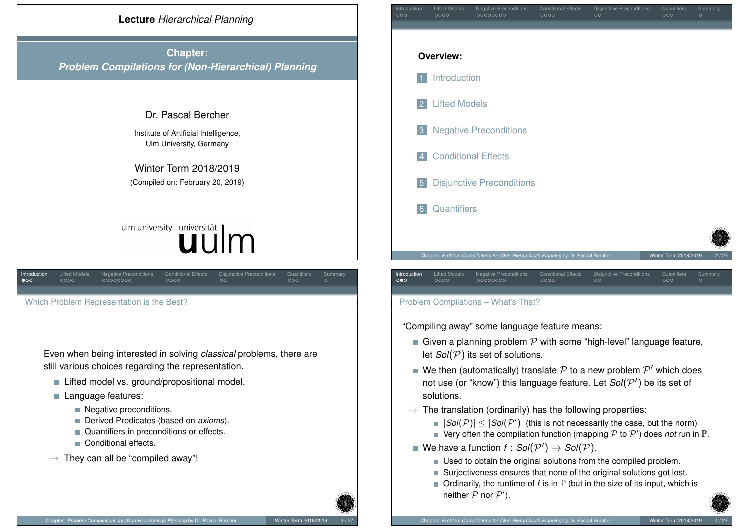# Lecture *Hierarchical Planning*

## Chapter: *Problem Compilations for (Non-Hierarchical) Planning*

Dr. Pascal Bercher

Institute of Artificial Intelligence,
Ulm University, Germany

Winter Term 2018/2019

(Compiled on: February 20, 2019)

ulm university universität **u**ulm

---

**Overview:**

1. Introduction
2. Lifted Models
3. Negative Preconditions
4. Conditional Effects
5. Disjunctive Preconditions
6. Quantifiers

---

## Which Problem Representation is the Best?

Even when being interested in solving *classical* problems, there are still various choices regarding the representation.

- Lifted model vs. ground/propositional model.
- Language features:
  - Negative preconditions.
  - Derived Predicates (based on *axioms*).
  - Quantifiers in preconditions or effects.
  - Conditional effects.

→ They can all be "compiled away"!

---

## Problem Compilations – What's That?

"Compiling away" some language feature means:

- Given a planning problem $\mathcal{P}$ with some "high-level" language feature, let $Sol(\mathcal{P})$ its set of solutions.
- We then (automatically) translate $\mathcal{P}$ to a new problem $\mathcal{P}'$ which does not use (or "know") this language feature. Let $Sol(\mathcal{P}')$ be its set of solutions.

→ The translation (ordinarily) has the following properties:
  - $|Sol(\mathcal{P})| \leq |Sol(\mathcal{P}')|$ (this is not necessarily the case, but the norm)
  - Very often the compilation function (mapping $\mathcal{P}$ to $\mathcal{P}'$) does *not* run in $\mathbb{P}$.

- We have a function $f : Sol(\mathcal{P}') \to Sol(\mathcal{P})$.
  - Used to obtain the original solutions from the compiled problem.
  - Surjectiveness ensures that none of the original solutions got lost.
  - Ordinarily, the runtime of $f$ is in $\mathbb{P}$ (but in the size of its input, which is neither $\mathcal{P}$ nor $\mathcal{P}'$).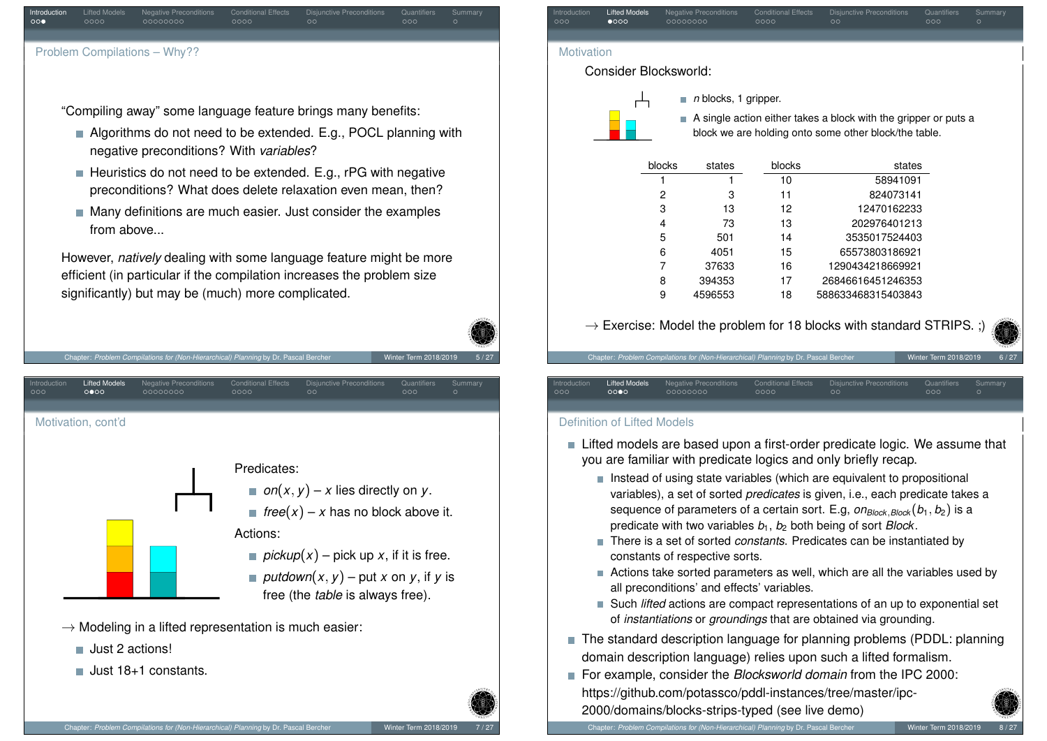## Problem Compilations – Why??

"Compiling away" some language feature brings many benefits:

- Algorithms do not need to be extended. E.g., POCL planning with negative preconditions? With *variables*?
- Heuristics do not need to be extended. E.g., rPG with negative preconditions? What does delete relaxation even mean, then?
- Many definitions are much easier. Just consider the examples from above...

However, *natively* dealing with some language feature might be more efficient (in particular if the compilation increases the problem size significantly) but may be (much) more complicated.

## Motivation

Consider Blocksworld:

- *n* blocks, 1 gripper.
- A single action either takes a block with the gripper or puts a block we are holding onto some other block/the table.

| blocks | states | blocks | states |
|---|---|---|---|
| 1 | 1 | 10 | 58941091 |
| 2 | 3 | 11 | 824073141 |
| 3 | 13 | 12 | 12470162233 |
| 4 | 73 | 13 | 202976401213 |
| 5 | 501 | 14 | 3535017524403 |
| 6 | 4051 | 15 | 65573803186921 |
| 7 | 37633 | 16 | 1290434218669921 |
| 8 | 394353 | 17 | 26846616451246353 |
| 9 | 4596553 | 18 | 588633468315403843 |

→ Exercise: Model the problem for 18 blocks with standard STRIPS. ;)

## Motivation, cont'd

Predicates:

- $on(x, y)$ – $x$ lies directly on $y$.
- $free(x)$ – $x$ has no block above it.

Actions:

- $pickup(x)$ – pick up $x$, if it is free.
- $putdown(x, y)$ – put $x$ on $y$, if $y$ is free (the *table* is always free).

→ Modeling in a lifted representation is much easier:

- Just 2 actions!
- Just 18+1 constants.

## Definition of Lifted Models

- Lifted models are based upon a first-order predicate logic. We assume that you are familiar with predicate logics and only briefly recap.
  - Instead of using state variables (which are equivalent to propositional variables), a set of sorted *predicates* is given, i.e., each predicate takes a sequence of parameters of a certain sort. E.g, $on_{Block,Block}(b_1, b_2)$ is a predicate with two variables $b_1$, $b_2$ both being of sort *Block*.
  - There is a set of sorted *constants*. Predicates can be instantiated by constants of respective sorts.
  - Actions take sorted parameters as well, which are all the variables used by all preconditions' and effects' variables.
  - Such *lifted* actions are compact representations of an up to exponential set of *instantiations* or *groundings* that are obtained via grounding.
- The standard description language for planning problems (PDDL: planning domain description language) relies upon such a lifted formalism.
- For example, consider the *Blocksworld domain* from the IPC 2000: https://github.com/potassco/pddl-instances/tree/master/ipc-2000/domains/blocks-strips-typed (see live demo)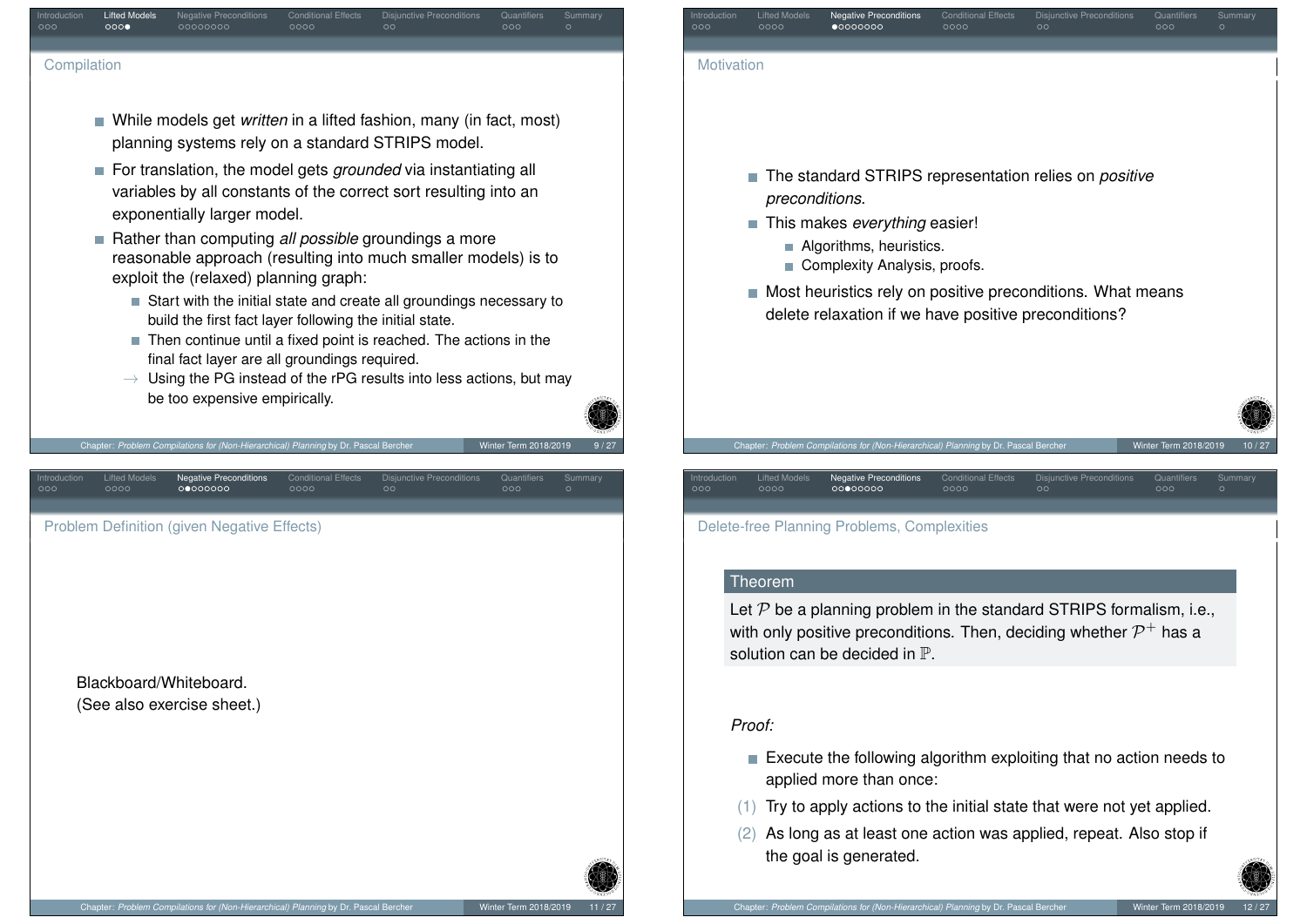## Compilation

- While models get *written* in a lifted fashion, many (in fact, most) planning systems rely on a standard STRIPS model.
- For translation, the model gets *grounded* via instantiating all variables by all constants of the correct sort resulting into an exponentially larger model.
- Rather than computing *all possible* groundings a more reasonable approach (resulting into much smaller models) is to exploit the (relaxed) planning graph:
  - Start with the initial state and create all groundings necessary to build the first fact layer following the initial state.
  - Then continue until a fixed point is reached. The actions in the final fact layer are all groundings required.
  - → Using the PG instead of the rPG results into less actions, but may be too expensive empirically.

## Motivation

- The standard STRIPS representation relies on *positive preconditions*.
- This makes *everything* easier!
  - Algorithms, heuristics.
  - Complexity Analysis, proofs.
- Most heuristics rely on positive preconditions. What means delete relaxation if we have positive preconditions?

## Problem Definition (given Negative Effects)

Blackboard/Whiteboard.
(See also exercise sheet.)

## Delete-free Planning Problems, Complexities

**Theorem**

Let $\mathcal{P}$ be a planning problem in the standard STRIPS formalism, i.e., with only positive preconditions. Then, deciding whether $\mathcal{P}^+$ has a solution can be decided in $\mathbb{P}$.

*Proof:*

- Execute the following algorithm exploiting that no action needs to applied more than once:

(1) Try to apply actions to the initial state that were not yet applied.

(2) As long as at least one action was applied, repeat. Also stop if the goal is generated.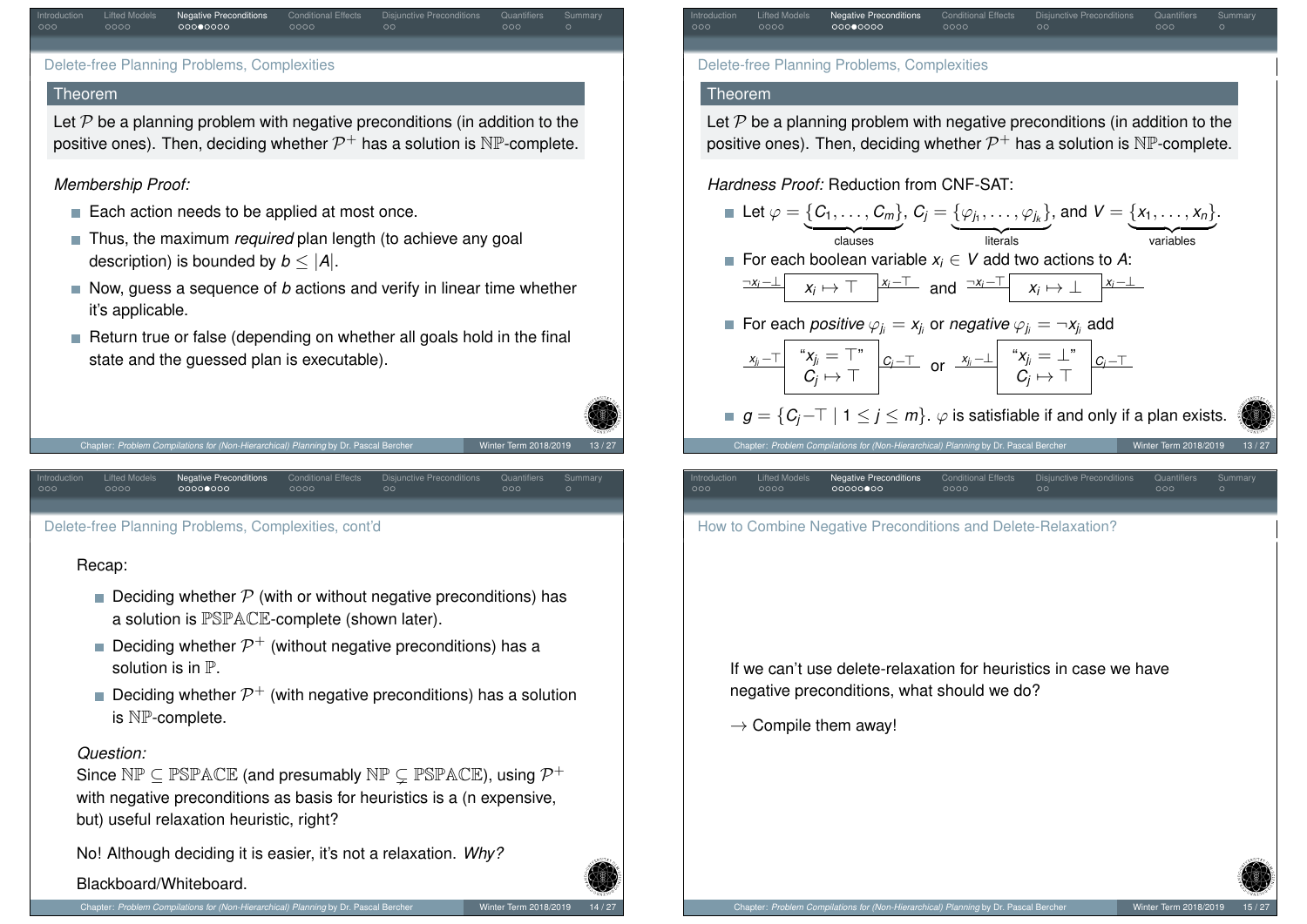## Delete-free Planning Problems, Complexities

**Theorem**

Let $\mathcal{P}$ be a planning problem with negative preconditions (in addition to the positive ones). Then, deciding whether $\mathcal{P}^+$ has a solution is $\mathbb{NP}$-complete.

*Membership Proof:*

- Each action needs to be applied at most once.
- Thus, the maximum *required* plan length (to achieve any goal description) is bounded by $b \leq |A|$.
- Now, guess a sequence of $b$ actions and verify in linear time whether it's applicable.
- Return true or false (depending on whether all goals hold in the final state and the guessed plan is executable).

## Delete-free Planning Problems, Complexities

**Theorem**

Let $\mathcal{P}$ be a planning problem with negative preconditions (in addition to the positive ones). Then, deciding whether $\mathcal{P}^+$ has a solution is $\mathbb{NP}$-complete.

*Hardness Proof:* Reduction from CNF-SAT:

- Let $\varphi = \underbrace{\{C_1, \dots, C_m\}}_{\text{clauses}}$, $C_j = \underbrace{\{\varphi_{j_1}, \dots, \varphi_{j_k}\}}_{\text{literals}}$, and $V = \underbrace{\{x_1, \dots, x_n\}}_{\text{variables}}$.
- For each boolean variable $x_i \in V$ add two actions to $A$:
  $\neg x_i - \bot$ $\boxed{x_i \mapsto \top}$ $x_i - \top$ and $\neg x_i - \top$ $\boxed{x_i \mapsto \bot}$ $x_i - \bot$
- For each *positive* $\varphi_{j_i} = x_{j_i}$ or *negative* $\varphi_{j_i} = \neg x_{j_i}$ add
  $x_{j_i} - \top$ $\boxed{\text{"}x_{j_i} = \top\text{"} \; C_j \mapsto \top}$ $C_j - \top$ or $x_{j_i} - \bot$ $\boxed{\text{"}x_{j_i} = \bot\text{"} \; C_j \mapsto \top}$ $C_j - \top$
- $g = \{C_j - \top \mid 1 \leq j \leq m\}$. $\varphi$ is satisfiable if and only if a plan exists.

## Delete-free Planning Problems, Complexities, cont'd

Recap:

- Deciding whether $\mathcal{P}$ (with or without negative preconditions) has a solution is $\mathbb{PSPACE}$-complete (shown later).
- Deciding whether $\mathcal{P}^+$ (without negative preconditions) has a solution is in $\mathbb{P}$.
- Deciding whether $\mathcal{P}^+$ (with negative preconditions) has a solution is $\mathbb{NP}$-complete.

*Question:*
Since $\mathbb{NP} \subseteq \mathbb{PSPACE}$ (and presumably $\mathbb{NP} \subsetneq \mathbb{PSPACE}$), using $\mathcal{P}^+$ with negative preconditions as basis for heuristics is a (n expensive, but) useful relaxation heuristic, right?

No! Although deciding it is easier, it's not a relaxation. *Why?*

Blackboard/Whiteboard.

## How to Combine Negative Preconditions and Delete-Relaxation?

If we can't use delete-relaxation for heuristics in case we have negative preconditions, what should we do?

$\rightarrow$ Compile them away!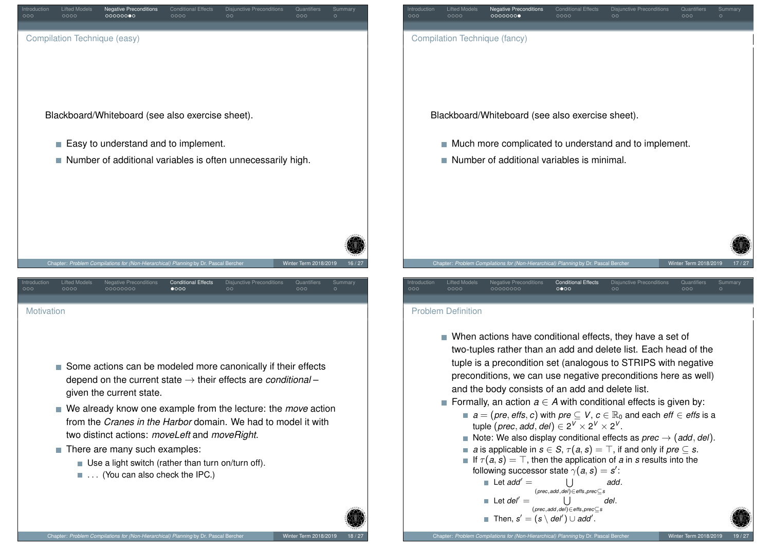## Compilation Technique (easy)

Blackboard/Whiteboard (see also exercise sheet).

- Easy to understand and to implement.
- Number of additional variables is often unnecessarily high.

## Compilation Technique (fancy)

Blackboard/Whiteboard (see also exercise sheet).

- Much more complicated to understand and to implement.
- Number of additional variables is minimal.

## Motivation

- Some actions can be modeled more canonically if their effects depend on the current state $\rightarrow$ their effects are *conditional* – given the current state.
- We already know one example from the lecture: the *move* action from the *Cranes in the Harbor* domain. We had to model it with two distinct actions: *moveLeft* and *moveRight*.
- There are many such examples:
  - Use a light switch (rather than turn on/turn off).
  - . . . (You can also check the IPC.)

## Problem Definition

- When actions have conditional effects, they have a set of two-tuples rather than an add and delete list. Each head of the tuple is a precondition set (analogous to STRIPS with negative preconditions, we can use negative preconditions here as well) and the body consists of an add and delete list.
- Formally, an action $a \in A$ with conditional effects is given by:
  - $a = (pre, effs, c)$ with $pre \subseteq V$, $c \in \mathbb{R}_0$ and each $eff \in effs$ is a tuple $(prec, add, del) \in 2^V \times 2^V \times 2^V$.
  - Note: We also display conditional effects as $prec \rightarrow (add, del)$.
  - $a$ is applicable in $s \in S$, $\tau(a, s) = \top$, if and only if $pre \subseteq s$.
  - If $\tau(a, s) = \top$, then the application of $a$ in $s$ results into the following successor state $\gamma(a, s) = s'$:
    - Let $add' = \bigcup_{(prec, add, del) \in effs, prec \subseteq s} add$.
    - Let $del' = \bigcup_{(prec, add, del) \in effs, prec \subseteq s} del$.
    - Then, $s' = (s \setminus del') \cup add'$.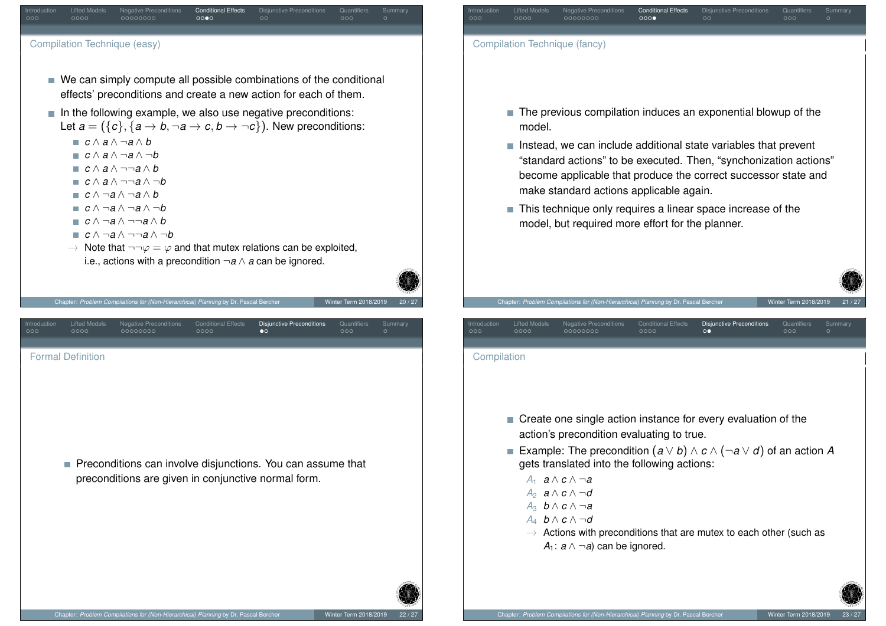## Compilation Technique (easy)

- We can simply compute all possible combinations of the conditional effects' preconditions and create a new action for each of them.
- In the following example, we also use negative preconditions: Let $a = (\{c\}, \{a \rightarrow b, \neg a \rightarrow c, b \rightarrow \neg c\})$. New preconditions:
  - $c \wedge a \wedge \neg a \wedge b$
  - $c \wedge a \wedge \neg a \wedge \neg b$
  - $c \wedge a \wedge \neg\neg a \wedge b$
  - $c \wedge a \wedge \neg\neg a \wedge \neg b$
  - $c \wedge \neg a \wedge \neg a \wedge b$
  - $c \wedge \neg a \wedge \neg a \wedge \neg b$
  - $c \wedge \neg a \wedge \neg\neg a \wedge b$
  - $c \wedge \neg a \wedge \neg\neg a \wedge \neg b$
  
  $\rightarrow$ Note that $\neg\neg\varphi = \varphi$ and that mutex relations can be exploited, i.e., actions with a precondition $\neg a \wedge a$ can be ignored.

## Compilation Technique (fancy)

- The previous compilation induces an exponential blowup of the model.
- Instead, we can include additional state variables that prevent "standard actions" to be executed. Then, "synchonization actions" become applicable that produce the correct successor state and make standard actions applicable again.
- This technique only requires a linear space increase of the model, but required more effort for the planner.

## Formal Definition

- Preconditions can involve disjunctions. You can assume that preconditions are given in conjunctive normal form.

## Compilation

- Create one single action instance for every evaluation of the action's precondition evaluating to true.
- Example: The precondition $(a \vee b) \wedge c \wedge (\neg a \vee d)$ of an action $A$ gets translated into the following actions:
  - $A_1$ $a \wedge c \wedge \neg a$
  - $A_2$ $a \wedge c \wedge \neg d$
  - $A_3$ $b \wedge c \wedge \neg a$
  - $A_4$ $b \wedge c \wedge \neg d$
  
  $\rightarrow$ Actions with preconditions that are mutex to each other (such as $A_1$: $a \wedge \neg a$) can be ignored.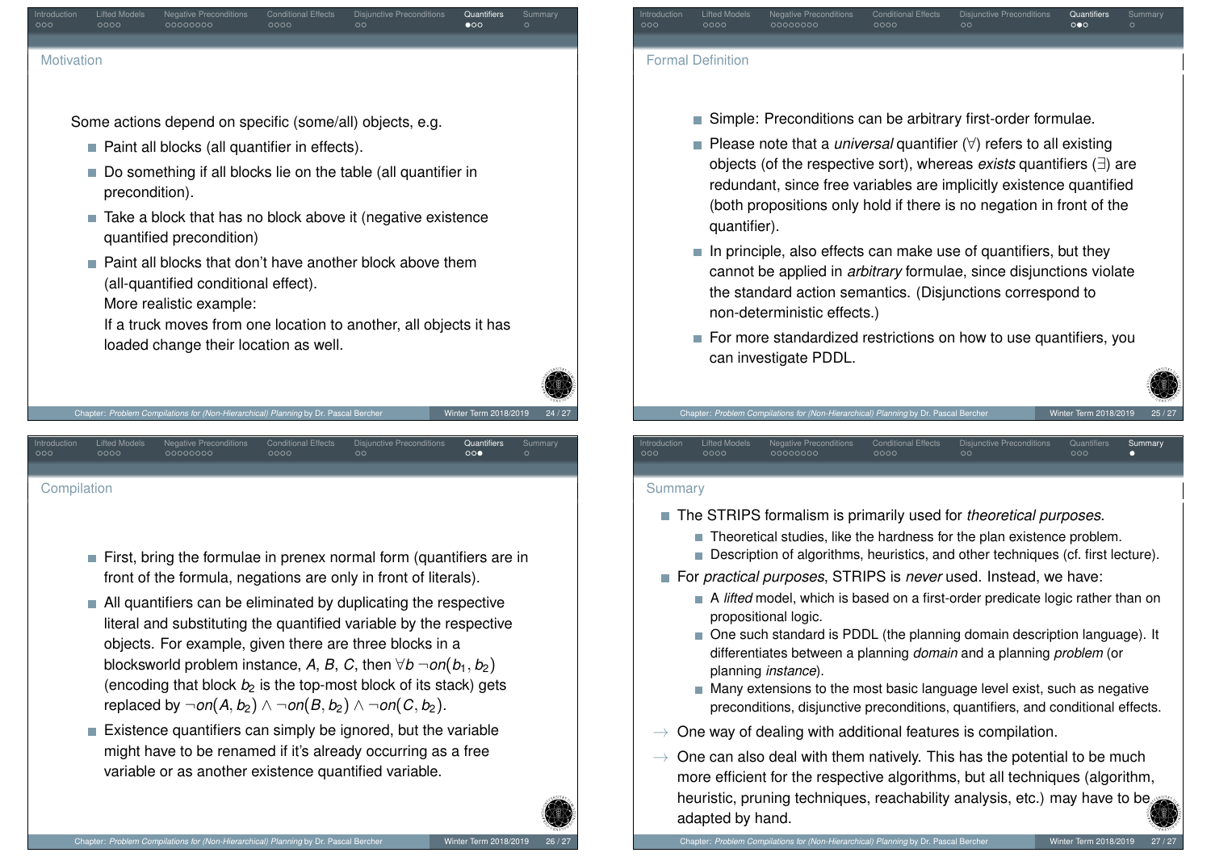## Motivation

Some actions depend on specific (some/all) objects, e.g.

- Paint all blocks (all quantifier in effects).
- Do something if all blocks lie on the table (all quantifier in precondition).
- Take a block that has no block above it (negative existence quantified precondition)
- Paint all blocks that don't have another block above them (all-quantified conditional effect).
  More realistic example:
  If a truck moves from one location to another, all objects it has loaded change their location as well.

## Formal Definition

- Simple: Preconditions can be arbitrary first-order formulae.
- Please note that a *universal* quantifier ($\forall$) refers to all existing objects (of the respective sort), whereas *exists* quantifiers ($\exists$) are redundant, since free variables are implicitly existence quantified (both propositions only hold if there is no negation in front of the quantifier).
- In principle, also effects can make use of quantifiers, but they cannot be applied in *arbitrary* formulae, since disjunctions violate the standard action semantics. (Disjunctions correspond to non-deterministic effects.)
- For more standardized restrictions on how to use quantifiers, you can investigate PDDL.

## Compilation

- First, bring the formulae in prenex normal form (quantifiers are in front of the formula, negations are only in front of literals).
- All quantifiers can be eliminated by duplicating the respective literal and substituting the quantified variable by the respective objects. For example, given there are three blocks in a blocksworld problem instance, $A$, $B$, $C$, then $\forall b\ \neg on(b_1, b_2)$ (encoding that block $b_2$ is the top-most block of its stack) gets replaced by $\neg on(A, b_2) \wedge \neg on(B, b_2) \wedge \neg on(C, b_2)$.
- Existence quantifiers can simply be ignored, but the variable might have to be renamed if it's already occurring as a free variable or as another existence quantified variable.

## Summary

- The STRIPS formalism is primarily used for *theoretical purposes*.
  - Theoretical studies, like the hardness for the plan existence problem.
  - Description of algorithms, heuristics, and other techniques (cf. first lecture).
- For *practical purposes*, STRIPS is *never* used. Instead, we have:
  - A *lifted* model, which is based on a first-order predicate logic rather than on propositional logic.
  - One such standard is PDDL (the planning domain description language). It differentiates between a planning *domain* and a planning *problem* (or planning *instance*).
  - Many extensions to the most basic language level exist, such as negative preconditions, disjunctive preconditions, quantifiers, and conditional effects.

→ One way of dealing with additional features is compilation.

→ One can also deal with them natively. This has the potential to be much more efficient for the respective algorithms, but all techniques (algorithm, heuristic, pruning techniques, reachability analysis, etc.) may have to be adapted by hand.